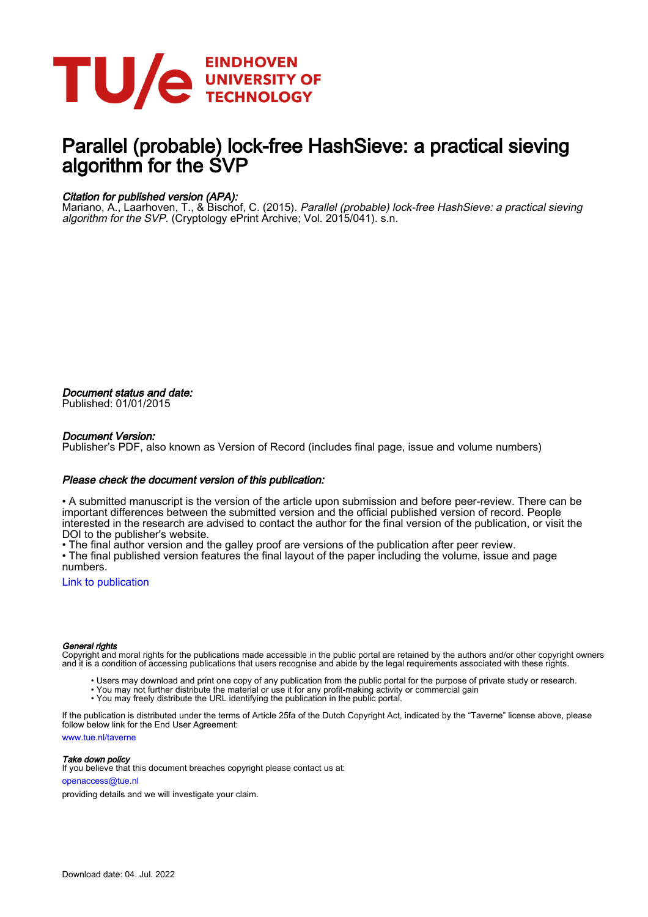# Parallel (probable) lock-free HashSieve: a practical sieving algorithm for the SVP

*Citation for published version (APA):*
Mariano, A., Laarhoven, T., & Bischof, C. (2015). *Parallel (probable) lock-free HashSieve: a practical sieving algorithm for the SVP*. (Cryptology ePrint Archive; Vol. 2015/041). s.n.

*Document status and date:*
Published: 01/01/2015

*Document Version:*
Publisher's PDF, also known as Version of Record (includes final page, issue and volume numbers)

*Please check the document version of this publication:*

• A submitted manuscript is the version of the article upon submission and before peer-review. There can be important differences between the submitted version and the official published version of record. People interested in the research are advised to contact the author for the final version of the publication, or visit the DOI to the publisher's website.
• The final author version and the galley proof are versions of the publication after peer review.
• The final published version features the final layout of the paper including the volume, issue and page numbers.

Link to publication

*General rights*
Copyright and moral rights for the publications made accessible in the public portal are retained by the authors and/or other copyright owners and it is a condition of accessing publications that users recognise and abide by the legal requirements associated with these rights.

- Users may download and print one copy of any publication from the public portal for the purpose of private study or research.
- You may not further distribute the material or use it for any profit-making activity or commercial gain
- You may freely distribute the URL identifying the publication in the public portal.

If the publication is distributed under the terms of Article 25fa of the Dutch Copyright Act, indicated by the "Taverne" license above, please follow below link for the End User Agreement:
www.tue.nl/taverne

*Take down policy*
If you believe that this document breaches copyright please contact us at:
openaccess@tue.nl
providing details and we will investigate your claim.

Download date: 04. Jul. 2022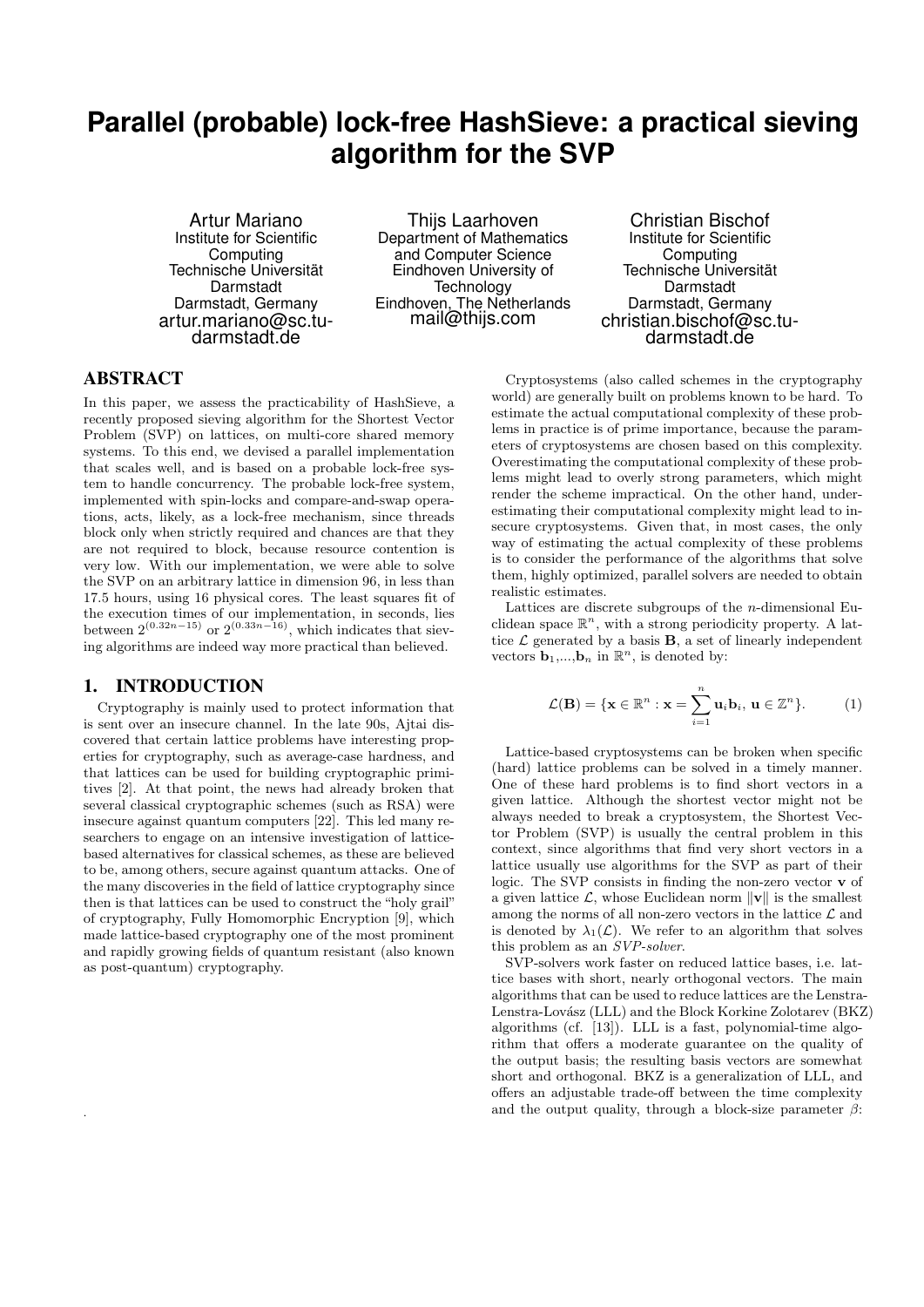# Parallel (probable) lock-free HashSieve: a practical sieving algorithm for the SVP

Artur Mariano
Institute for Scientific Computing
Technische Universität Darmstadt
Darmstadt, Germany
artur.mariano@sc.tu-darmstadt.de

Thijs Laarhoven
Department of Mathematics and Computer Science
Eindhoven University of Technology
Eindhoven, The Netherlands
mail@thijs.com

Christian Bischof
Institute for Scientific Computing
Technische Universität Darmstadt
Darmstadt, Germany
christian.bischof@sc.tu-darmstadt.de

## ABSTRACT

In this paper, we assess the practicability of HashSieve, a recently proposed sieving algorithm for the Shortest Vector Problem (SVP) on lattices, on multi-core shared memory systems. To this end, we devised a parallel implementation that scales well, and is based on a probable lock-free system to handle concurrency. The probable lock-free system, implemented with spin-locks and compare-and-swap operations, acts, likely, as a lock-free mechanism, since threads block only when strictly required and chances are that they are not required to block, because resource contention is very low. With our implementation, we were able to solve the SVP on an arbitrary lattice in dimension 96, in less than 17.5 hours, using 16 physical cores. The least squares fit of the execution times of our implementation, in seconds, lies between $2^{(0.32n-15)}$ or $2^{(0.33n-16)}$, which indicates that sieving algorithms are indeed way more practical than believed.

## 1. INTRODUCTION

Cryptography is mainly used to protect information that is sent over an insecure channel. In the late 90s, Ajtai discovered that certain lattice problems have interesting properties for cryptography, such as average-case hardness, and that lattices can be used for building cryptographic primitives [2]. At that point, the news had already broken that several classical cryptographic schemes (such as RSA) were insecure against quantum computers [22]. This led many researchers to engage on an intensive investigation of lattice-based alternatives for classical schemes, as these are believed to be, among others, secure against quantum attacks. One of the many discoveries in the field of lattice cryptography since then is that lattices can be used to construct the "holy grail" of cryptography, Fully Homomorphic Encryption [9], which made lattice-based cryptography one of the most prominent and rapidly growing fields of quantum resistant (also known as post-quantum) cryptography.

Cryptosystems (also called schemes in the cryptography world) are generally built on problems known to be hard. To estimate the actual computational complexity of these problems in practice is of prime importance, because the parameters of cryptosystems are chosen based on this complexity. Overestimating the computational complexity of these problems might lead to overly strong parameters, which might render the scheme impractical. On the other hand, underestimating their computational complexity might lead to insecure cryptosystems. Given that, in most cases, the only way of estimating the actual complexity of these problems is to consider the performance of the algorithms that solve them, highly optimized, parallel solvers are needed to obtain realistic estimates.

Lattices are discrete subgroups of the $n$-dimensional Euclidean space $\mathbb{R}^n$, with a strong periodicity property. A lattice $\mathcal{L}$ generated by a basis $\mathbf{B}$, a set of linearly independent vectors $\mathbf{b}_1,...,\mathbf{b}_n$ in $\mathbb{R}^n$, is denoted by:

$$\mathcal{L}(\mathbf{B}) = \{\mathbf{x} \in \mathbb{R}^n : \mathbf{x} = \sum_{i=1}^{n} \mathbf{u}_i \mathbf{b}_i,\ \mathbf{u} \in \mathbb{Z}^n\}. \qquad (1)$$

Lattice-based cryptosystems can be broken when specific (hard) lattice problems can be solved in a timely manner. One of these hard problems is to find short vectors in a given lattice. Although the shortest vector might not be always needed to break a cryptosystem, the Shortest Vector Problem (SVP) is usually the central problem in this context, since algorithms that find very short vectors in a lattice usually use algorithms for the SVP as part of their logic. The SVP consists in finding the non-zero vector $\mathbf{v}$ of a given lattice $\mathcal{L}$, whose Euclidean norm $\|\mathbf{v}\|$ is the smallest among the norms of all non-zero vectors in the lattice $\mathcal{L}$ and is denoted by $\lambda_1(\mathcal{L})$. We refer to an algorithm that solves this problem as an *SVP-solver*.

SVP-solvers work faster on reduced lattice bases, i.e. lattice bases with short, nearly orthogonal vectors. The main algorithms that can be used to reduce lattices are the Lenstra-Lenstra-Lovász (LLL) and the Block Korkine Zolotarev (BKZ) algorithms (cf. [13]). LLL is a fast, polynomial-time algorithm that offers a moderate guarantee on the quality of the output basis; the resulting basis vectors are somewhat short and orthogonal. BKZ is a generalization of LLL, and offers an adjustable trade-off between the time complexity and the output quality, through a block-size parameter $\beta$: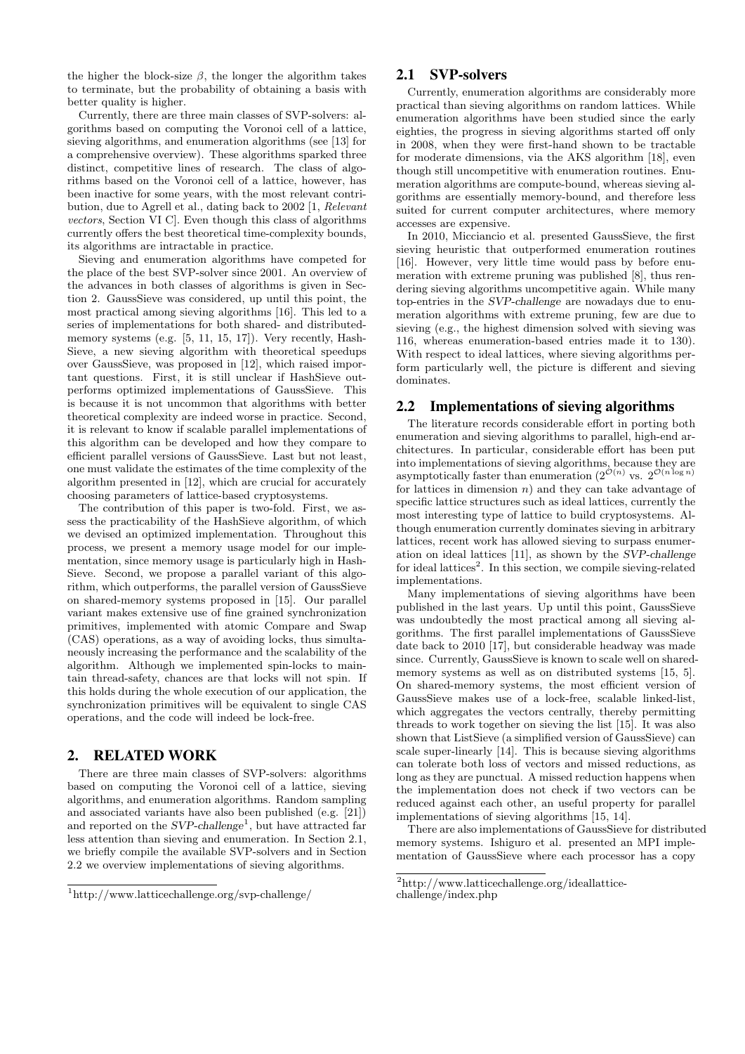the higher the block-size $\beta$, the longer the algorithm takes to terminate, but the probability of obtaining a basis with better quality is higher.

Currently, there are three main classes of SVP-solvers: algorithms based on computing the Voronoi cell of a lattice, sieving algorithms, and enumeration algorithms (see [13] for a comprehensive overview). These algorithms sparked three distinct, competitive lines of research. The class of algorithms based on the Voronoi cell of a lattice, however, has been inactive for some years, with the most relevant contribution, due to Agrell et al., dating back to 2002 [1, *Relevant vectors*, Section VI C]. Even though this class of algorithms currently offers the best theoretical time-complexity bounds, its algorithms are intractable in practice.

Sieving and enumeration algorithms have competed for the place of the best SVP-solver since 2001. An overview of the advances in both classes of algorithms is given in Section 2. GaussSieve was considered, up until this point, the most practical among sieving algorithms [16]. This led to a series of implementations for both shared- and distributed-memory systems (e.g. [5, 11, 15, 17]). Very recently, HashSieve, a new sieving algorithm with theoretical speedups over GaussSieve, was proposed in [12], which raised important questions. First, it is still unclear if HashSieve outperforms optimized implementations of GaussSieve. This is because it is not uncommon that algorithms with better theoretical complexity are indeed worse in practice. Second, it is relevant to know if scalable parallel implementations of this algorithm can be developed and how they compare to efficient parallel versions of GaussSieve. Last but not least, one must validate the estimates of the time complexity of the algorithm presented in [12], which are crucial for accurately choosing parameters of lattice-based cryptosystems.

The contribution of this paper is two-fold. First, we assess the practicability of the HashSieve algorithm, of which we devised an optimized implementation. Throughout this process, we present a memory usage model for our implementation, since memory usage is particularly high in HashSieve. Second, we propose a parallel variant of this algorithm, which outperforms, the parallel version of GaussSieve on shared-memory systems proposed in [15]. Our parallel variant makes extensive use of fine grained synchronization primitives, implemented with atomic Compare and Swap (CAS) operations, as a way of avoiding locks, thus simultaneously increasing the performance and the scalability of the algorithm. Although we implemented spin-locks to maintain thread-safety, chances are that locks will not spin. If this holds during the whole execution of our application, the synchronization primitives will be equivalent to single CAS operations, and the code will indeed be lock-free.

## 2. RELATED WORK

There are three main classes of SVP-solvers: algorithms based on computing the Voronoi cell of a lattice, sieving algorithms, and enumeration algorithms. Random sampling and associated variants have also been published (e.g. [21]) and reported on the *SVP-challenge*[1], but have attracted far less attention than sieving and enumeration. In Section 2.1, we briefly compile the available SVP-solvers and in Section 2.2 we overview implementations of sieving algorithms.

[1] http://www.latticechallenge.org/svp-challenge/

### 2.1 SVP-solvers

Currently, enumeration algorithms are considerably more practical than sieving algorithms on random lattices. While enumeration algorithms have been studied since the early eighties, the progress in sieving algorithms started off only in 2008, when they were first-hand shown to be tractable for moderate dimensions, via the AKS algorithm [18], even though still uncompetitive with enumeration routines. Enumeration algorithms are compute-bound, whereas sieving algorithms are essentially memory-bound, and therefore less suited for current computer architectures, where memory accesses are expensive.

In 2010, Micciancio et al. presented GaussSieve, the first sieving heuristic that outperformed enumeration routines [16]. However, very little time would pass by before enumeration with extreme pruning was published [8], thus rendering sieving algorithms uncompetitive again. While many top-entries in the *SVP-challenge* are nowadays due to enumeration algorithms with extreme pruning, few are due to sieving (e.g., the highest dimension solved with sieving was 116, whereas enumeration-based entries made it to 130). With respect to ideal lattices, where sieving algorithms perform particularly well, the picture is different and sieving dominates.

### 2.2 Implementations of sieving algorithms

The literature records considerable effort in porting both enumeration and sieving algorithms to parallel, high-end architectures. In particular, considerable effort has been put into implementations of sieving algorithms, because they are asymptotically faster than enumeration ($2^{\mathcal{O}(n)}$ vs. $2^{\mathcal{O}(n \log n)}$ for lattices in dimension $n$) and they can take advantage of specific lattice structures such as ideal lattices, currently the most interesting type of lattice to build cryptosystems. Although enumeration currently dominates sieving in arbitrary lattices, recent work has allowed sieving to surpass enumeration on ideal lattices [11], as shown by the *SVP-challenge* for ideal lattices[2]. In this section, we compile sieving-related implementations.

Many implementations of sieving algorithms have been published in the last years. Up until this point, GaussSieve was undoubtedly the most practical among all sieving algorithms. The first parallel implementations of GaussSieve date back to 2010 [17], but considerable headway was made since. Currently, GaussSieve is known to scale well on shared-memory systems as well as on distributed systems [15, 5]. On shared-memory systems, the most efficient version of GaussSieve makes use of a lock-free, scalable linked-list, which aggregates the vectors centrally, thereby permitting threads to work together on sieving the list [15]. It was also shown that ListSieve (a simplified version of GaussSieve) can scale super-linearly [14]. This is because sieving algorithms can tolerate both loss of vectors and missed reductions, as long as they are punctual. A missed reduction happens when the implementation does not check if two vectors can be reduced against each other, an useful property for parallel implementations of sieving algorithms [15, 14].

There are also implementations of GaussSieve for distributed memory systems. Ishiguro et al. presented an MPI implementation of GaussSieve where each processor has a copy

[2] http://www.latticechallenge.org/ideallattice-challenge/index.php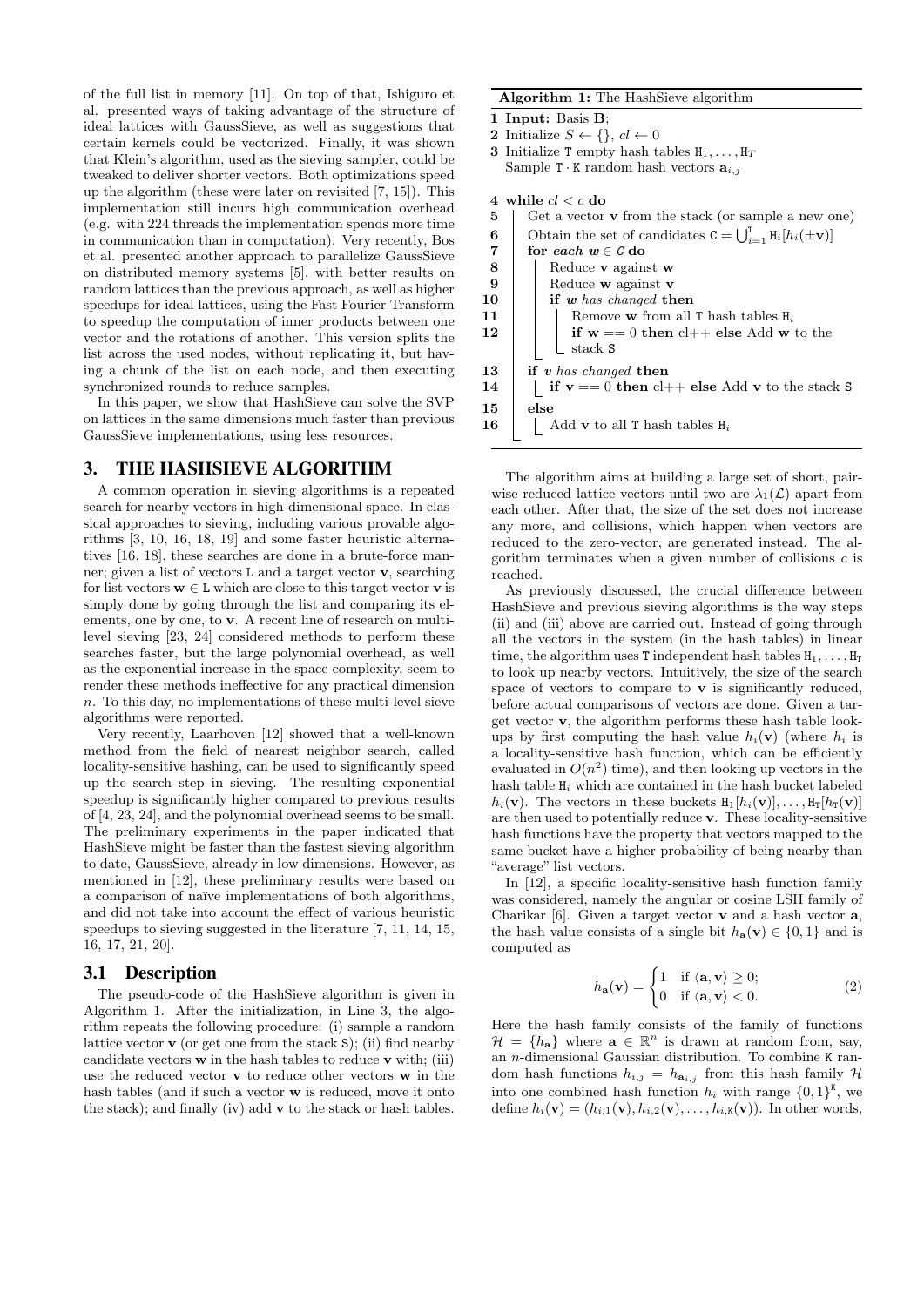of the full list in memory [11]. On top of that, Ishiguro et al. presented ways of taking advantage of the structure of ideal lattices with GaussSieve, as well as suggestions that certain kernels could be vectorized. Finally, it was shown that Klein's algorithm, used as the sieving sampler, could be tweaked to deliver shorter vectors. Both optimizations speed up the algorithm (these were later on revisited [7, 15]). This implementation still incurs high communication overhead (e.g. with 224 threads the implementation spends more time in communication than in computation). Very recently, Bos et al. presented another approach to parallelize GaussSieve on distributed memory systems [5], with better results on random lattices than the previous approach, as well as higher speedups for ideal lattices, using the Fast Fourier Transform to speedup the computation of inner products between one vector and the rotations of another. This version splits the list across the used nodes, without replicating it, but having a chunk of the list on each node, and then executing synchronized rounds to reduce samples.

In this paper, we show that HashSieve can solve the SVP on lattices in the same dimensions much faster than previous GaussSieve implementations, using less resources.

## 3. THE HASHSIEVE ALGORITHM

A common operation in sieving algorithms is a repeated search for nearby vectors in high-dimensional space. In classical approaches to sieving, including various provable algorithms [3, 10, 16, 18, 19] and some faster heuristic alternatives [16, 18], these searches are done in a brute-force manner; given a list of vectors L and a target vector $\mathbf{v}$, searching for list vectors $\mathbf{w} \in$ L which are close to this target vector $\mathbf{v}$ is simply done by going through the list and comparing its elements, one by one, to $\mathbf{v}$. A recent line of research on multi-level sieving [23, 24] considered methods to perform these searches faster, but the large polynomial overhead, as well as the exponential increase in the space complexity, seem to render these methods ineffective for any practical dimension $n$. To this day, no implementations of these multi-level sieve algorithms were reported.

Very recently, Laarhoven [12] showed that a well-known method from the field of nearest neighbor search, called locality-sensitive hashing, can be used to significantly speed up the search step in sieving. The resulting exponential speedup is significantly higher compared to previous results of [4, 23, 24], and the polynomial overhead seems to be small. The preliminary experiments in the paper indicated that HashSieve might be faster than the fastest sieving algorithm to date, GaussSieve, already in low dimensions. However, as mentioned in [12], these preliminary results were based on a comparison of naïve implementations of both algorithms, and did not take into account the effect of various heuristic speedups to sieving suggested in the literature [7, 11, 14, 15, 16, 17, 21, 20].

### 3.1 Description

The pseudo-code of the HashSieve algorithm is given in Algorithm 1. After the initialization, in Line 3, the algorithm repeats the following procedure: (i) sample a random lattice vector $\mathbf{v}$ (or get one from the stack S); (ii) find nearby candidate vectors $\mathbf{w}$ in the hash tables to reduce $\mathbf{v}$ with; (iii) use the reduced vector $\mathbf{v}$ to reduce other vectors $\mathbf{w}$ in the hash tables (and if such a vector $\mathbf{w}$ is reduced, move it onto the stack); and finally (iv) add $\mathbf{v}$ to the stack or hash tables.

**Algorithm 1:** The HashSieve algorithm

```
1  Input: Basis B;
2  Initialize S ← {}, cl ← 0
3  Initialize T empty hash tables H_1, ..., H_T
   Sample T·K random hash vectors a_{i,j}
4  while cl < c do
5      Get a vector v from the stack (or sample a new one)
6      Obtain the set of candidates C = ⋃_{i=1}^{T} H_i[h_i(±v)]
7      for each w ∈ C do
8          Reduce v against w
9          Reduce w against v
10         if w has changed then
11             Remove w from all T hash tables H_i
12             if w == 0 then cl++ else Add w to the stack S
13     if v has changed then
14         if v == 0 then cl++ else Add v to the stack S
15     else
16         Add v to all T hash tables H_i
```

The algorithm aims at building a large set of short, pairwise reduced lattice vectors until two are $\lambda_1(\mathcal{L})$ apart from each other. After that, the size of the set does not increase any more, and collisions, which happen when vectors are reduced to the zero-vector, are generated instead. The algorithm terminates when a given number of collisions $c$ is reached.

As previously discussed, the crucial difference between HashSieve and previous sieving algorithms is the way steps (ii) and (iii) above are carried out. Instead of going through all the vectors in the system (in the hash tables) in linear time, the algorithm uses T independent hash tables $\mathtt{H}_1, \ldots, \mathtt{H}_\mathtt{T}$ to look up nearby vectors. Intuitively, the size of the search space of vectors to compare to $\mathbf{v}$ is significantly reduced, before actual comparisons of vectors are done. Given a target vector $\mathbf{v}$, the algorithm performs these hash table lookups by first computing the hash value $h_i(\mathbf{v})$ (where $h_i$ is a locality-sensitive hash function, which can be efficiently evaluated in $O(n^2)$ time), and then looking up vectors in the hash table $\mathtt{H}_i$ which are contained in the hash bucket labeled $h_i(\mathbf{v})$. The vectors in these buckets $\mathtt{H}_1[h_1(\mathbf{v})], \ldots, \mathtt{H}_\mathtt{T}[h_\mathtt{T}(\mathbf{v})]$ are then used to potentially reduce $\mathbf{v}$. These locality-sensitive hash functions have the property that vectors mapped to the same bucket have a higher probability of being nearby than "average" list vectors.

In [12], a specific locality-sensitive hash function family was considered, namely the angular or cosine LSH family of Charikar [6]. Given a target vector $\mathbf{v}$ and a hash vector $\mathbf{a}$, the hash value consists of a single bit $h_\mathbf{a}(\mathbf{v}) \in \{0, 1\}$ and is computed as

$$h_\mathbf{a}(\mathbf{v}) = \begin{cases} 1 & \text{if } \langle \mathbf{a}, \mathbf{v} \rangle \geq 0; \\ 0 & \text{if } \langle \mathbf{a}, \mathbf{v} \rangle < 0. \end{cases} \quad (2)$$

Here the hash family consists of the family of functions $\mathcal{H} = \{h_\mathbf{a}\}$ where $\mathbf{a} \in \mathbb{R}^n$ is drawn at random from, say, an $n$-dimensional Gaussian distribution. To combine K random hash functions $h_{i,j} = h_{\mathbf{a}_{i,j}}$ from this hash family $\mathcal{H}$ into one combined hash function $h_i$ with range $\{0, 1\}^\mathtt{K}$, we define $h_i(\mathbf{v}) = (h_{i,1}(\mathbf{v}), h_{i,2}(\mathbf{v}), \ldots, h_{i,\mathtt{K}}(\mathbf{v}))$. In other words,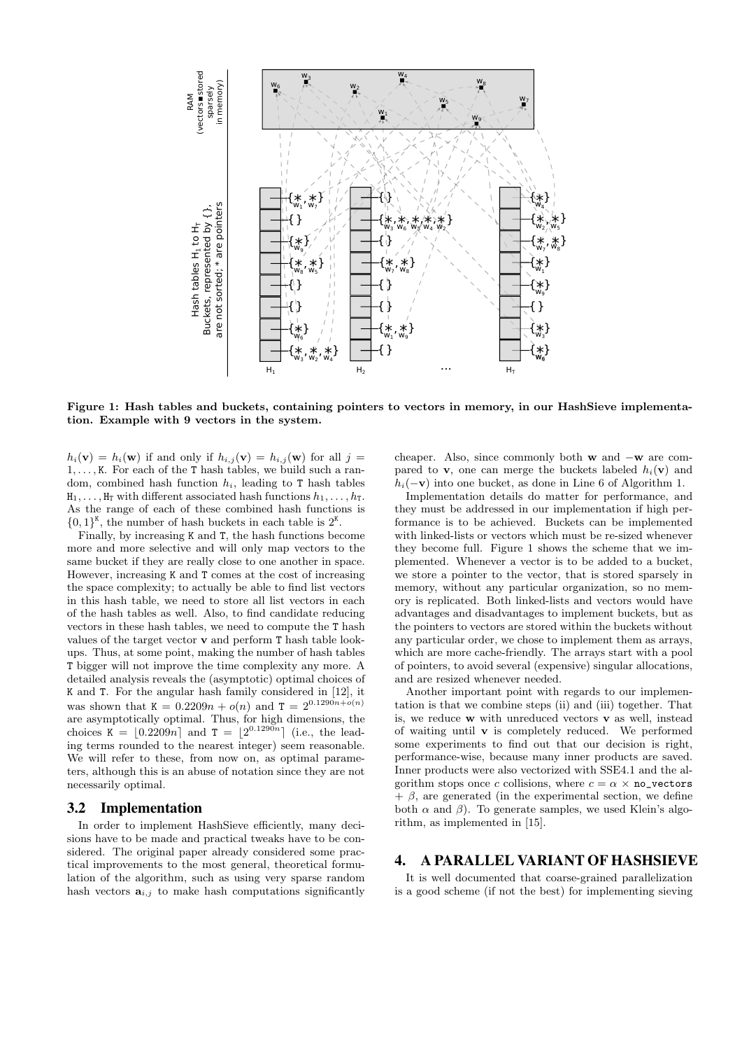Figure 1: Hash tables and buckets, containing pointers to vectors in memory, in our HashSieve implementation. Example with 9 vectors in the system.

$h_i(\mathbf{v}) = h_i(\mathbf{w})$ if and only if $h_{i,j}(\mathbf{v}) = h_{i,j}(\mathbf{w})$ for all $j = 1, \ldots, \texttt{K}$. For each of the T hash tables, we build such a random, combined hash function $h_i$, leading to T hash tables $\texttt{H}_1, \ldots, \texttt{H}_\texttt{T}$ with different associated hash functions $h_1, \ldots, h_\texttt{T}$. As the range of each of these combined hash functions is $\{0,1\}^\texttt{K}$, the number of hash buckets in each table is $2^\texttt{K}$.

Finally, by increasing K and T, the hash functions become more and more selective and will only map vectors to the same bucket if they are really close to one another in space. However, increasing K and T comes at the cost of increasing the space complexity; to actually be able to find list vectors in this hash table, we need to store all list vectors in each of the hash tables as well. Also, to find candidate reducing vectors in these hash tables, we need to compute the T hash values of the target vector $\mathbf{v}$ and perform T hash table lookups. Thus, at some point, making the number of hash tables T bigger will not improve the time complexity any more. A detailed analysis reveals the (asymptotic) optimal choices of K and T. For the angular hash family considered in [12], it was shown that $\texttt{K} = 0.2209n + o(n)$ and $\texttt{T} = 2^{0.1290n + o(n)}$ are asymptotically optimal. Thus, for high dimensions, the choices $\texttt{K} = \lfloor 0.2209n \rceil$ and $\texttt{T} = \lfloor 2^{0.1290n} \rceil$ (i.e., the leading terms rounded to the nearest integer) seem reasonable. We will refer to these, from now on, as optimal parameters, although this is an abuse of notation since they are not necessarily optimal.

### 3.2 Implementation

In order to implement HashSieve efficiently, many decisions have to be made and practical tweaks have to be considered. The original paper already considered some practical improvements to the most general, theoretical formulation of the algorithm, such as using very sparse random hash vectors $\mathbf{a}_{i,j}$ to make hash computations significantly cheaper. Also, since commonly both $\mathbf{w}$ and $-\mathbf{w}$ are compared to $\mathbf{v}$, one can merge the buckets labeled $h_i(\mathbf{v})$ and $h_i(-\mathbf{v})$ into one bucket, as done in Line 6 of Algorithm 1.

Implementation details do matter for performance, and they must be addressed in our implementation if high performance is to be achieved. Buckets can be implemented with linked-lists or vectors which must be re-sized whenever they become full. Figure 1 shows the scheme that we implemented. Whenever a vector is to be added to a bucket, we store a pointer to the vector, that is stored sparsely in memory, without any particular organization, so no memory is replicated. Both linked-lists and vectors would have advantages and disadvantages to implement buckets, but as the pointers to vectors are stored within the buckets without any particular order, we chose to implement them as arrays, which are more cache-friendly. The arrays start with a pool of pointers, to avoid several (expensive) singular allocations, and are resized whenever needed.

Another important point with regards to our implementation is that we combine steps (ii) and (iii) together. That is, we reduce $\mathbf{w}$ with unreduced vectors $\mathbf{v}$ as well, instead of waiting until $\mathbf{v}$ is completely reduced. We performed some experiments to find out that our decision is right, performance-wise, because many inner products are saved. Inner products were also vectorized with SSE4.1 and the algorithm stops once $c$ collisions, where $c = \alpha \times \texttt{no\_vectors} + \beta$, are generated (in the experimental section, we define both $\alpha$ and $\beta$). To generate samples, we used Klein's algorithm, as implemented in [15].

## 4. A PARALLEL VARIANT OF HASHSIEVE

It is well documented that coarse-grained parallelization is a good scheme (if not the best) for implementing sieving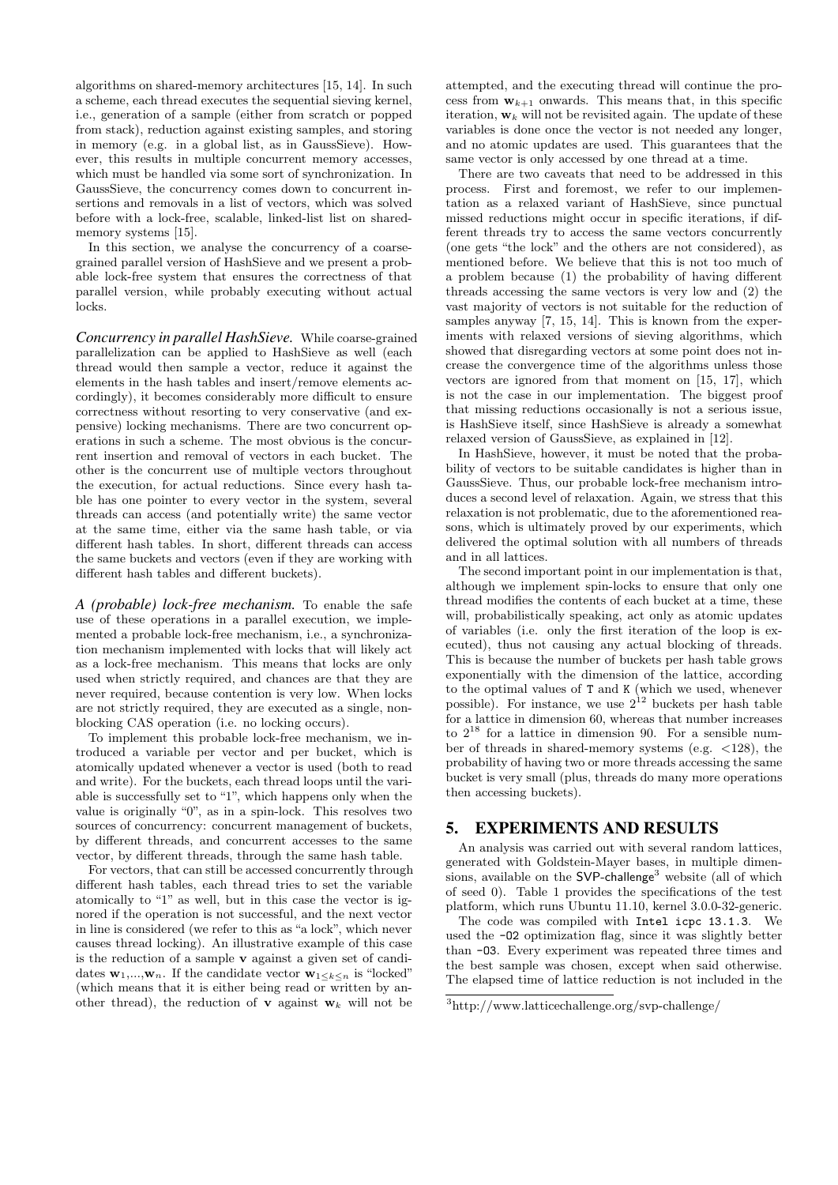algorithms on shared-memory architectures [15, 14]. In such a scheme, each thread executes the sequential sieving kernel, i.e., generation of a sample (either from scratch or popped from stack), reduction against existing samples, and storing in memory (e.g. in a global list, as in GaussSieve). However, this results in multiple concurrent memory accesses, which must be handled via some sort of synchronization. In GaussSieve, the concurrency comes down to concurrent insertions and removals in a list of vectors, which was solved before with a lock-free, scalable, linked-list list on shared-memory systems [15].

In this section, we analyse the concurrency of a coarse-grained parallel version of HashSieve and we present a probable lock-free system that ensures the correctness of that parallel version, while probably executing without actual locks.

***Concurrency in parallel HashSieve.*** While coarse-grained parallelization can be applied to HashSieve as well (each thread would then sample a vector, reduce it against the elements in the hash tables and insert/remove elements accordingly), it becomes considerably more difficult to ensure correctness without resorting to very conservative (and expensive) locking mechanisms. There are two concurrent operations in such a scheme. The most obvious is the concurrent insertion and removal of vectors in each bucket. The other is the concurrent use of multiple vectors throughout the execution, for actual reductions. Since every hash table has one pointer to every vector in the system, several threads can access (and potentially write) the same vector at the same time, either via the same hash table, or via different hash tables. In short, different threads can access the same buckets and vectors (even if they are working with different hash tables and different buckets).

***A (probable) lock-free mechanism.*** To enable the safe use of these operations in a parallel execution, we implemented a probable lock-free mechanism, i.e., a synchronization mechanism implemented with locks that will likely act as a lock-free mechanism. This means that locks are only used when strictly required, and chances are that they are never required, because contention is very low. When locks are not strictly required, they are executed as a single, non-blocking CAS operation (i.e. no locking occurs).

To implement this probable lock-free mechanism, we introduced a variable per vector and per bucket, which is atomically updated whenever a vector is used (both to read and write). For the buckets, each thread loops until the variable is successfully set to "1", which happens only when the value is originally "0", as in a spin-lock. This resolves two sources of concurrency: concurrent management of buckets, by different threads, and concurrent accesses to the same vector, by different threads, through the same hash table.

For vectors, that can still be accessed concurrently through different hash tables, each thread tries to set the variable atomically to "1" as well, but in this case the vector is ignored if the operation is not successful, and the next vector in line is considered (we refer to this as "a lock", which never causes thread locking). An illustrative example of this case is the reduction of a sample $\mathbf{v}$ against a given set of candidates $\mathbf{w}_1,...,\mathbf{w}_n$. If the candidate vector $\mathbf{w}_{1\leq k\leq n}$ is "locked" (which means that it is either being read or written by another thread), the reduction of $\mathbf{v}$ against $\mathbf{w}_k$ will not be attempted, and the executing thread will continue the process from $\mathbf{w}_{k+1}$ onwards. This means that, in this specific iteration, $\mathbf{w}_k$ will not be revisited again. The update of these variables is done once the vector is not needed any longer, and no atomic updates are used. This guarantees that the same vector is only accessed by one thread at a time.

There are two caveats that need to be addressed in this process. First and foremost, we refer to our implementation as a relaxed variant of HashSieve, since punctual missed reductions might occur in specific iterations, if different threads try to access the same vectors concurrently (one gets "the lock" and the others are not considered), as mentioned before. We believe that this is not too much of a problem because (1) the probability of having different threads accessing the same vectors is very low and (2) the vast majority of vectors is not suitable for the reduction of samples anyway [7, 15, 14]. This is known from the experiments with relaxed versions of sieving algorithms, which showed that disregarding vectors at some point does not increase the convergence time of the algorithms unless those vectors are ignored from that moment on [15, 17], which is not the case in our implementation. The biggest proof that missing reductions occasionally is not a serious issue, is HashSieve itself, since HashSieve is already a somewhat relaxed version of GaussSieve, as explained in [12].

In HashSieve, however, it must be noted that the probability of vectors to be suitable candidates is higher than in GaussSieve. Thus, our probable lock-free mechanism introduces a second level of relaxation. Again, we stress that this relaxation is not problematic, due to the aforementioned reasons, which is ultimately proved by our experiments, which delivered the optimal solution with all numbers of threads and in all lattices.

The second important point in our implementation is that, although we implement spin-locks to ensure that only one thread modifies the contents of each bucket at a time, these will, probabilistically speaking, act only as atomic updates of variables (i.e. only the first iteration of the loop is executed), thus not causing any actual blocking of threads. This is because the number of buckets per hash table grows exponentially with the dimension of the lattice, according to the optimal values of `T` and `K` (which we used, whenever possible). For instance, we use $2^{12}$ buckets per hash table for a lattice in dimension 60, whereas that number increases to $2^{18}$ for a lattice in dimension 90. For a sensible number of threads in shared-memory systems (e.g. $<128$), the probability of having two or more threads accessing the same bucket is very small (plus, threads do many more operations then accessing buckets).

## 5. EXPERIMENTS AND RESULTS

An analysis was carried out with several random lattices, generated with Goldstein-Mayer bases, in multiple dimensions, available on the SVP-challenge[3] website (all of which of seed 0). Table 1 provides the specifications of the test platform, which runs Ubuntu 11.10, kernel 3.0.0-32-generic.

The code was compiled with `Intel icpc 13.1.3`. We used the `-O2` optimization flag, since it was slightly better than `-O3`. Every experiment was repeated three times and the best sample was chosen, except when said otherwise. The elapsed time of lattice reduction is not included in the

[3] http://www.latticechallenge.org/svp-challenge/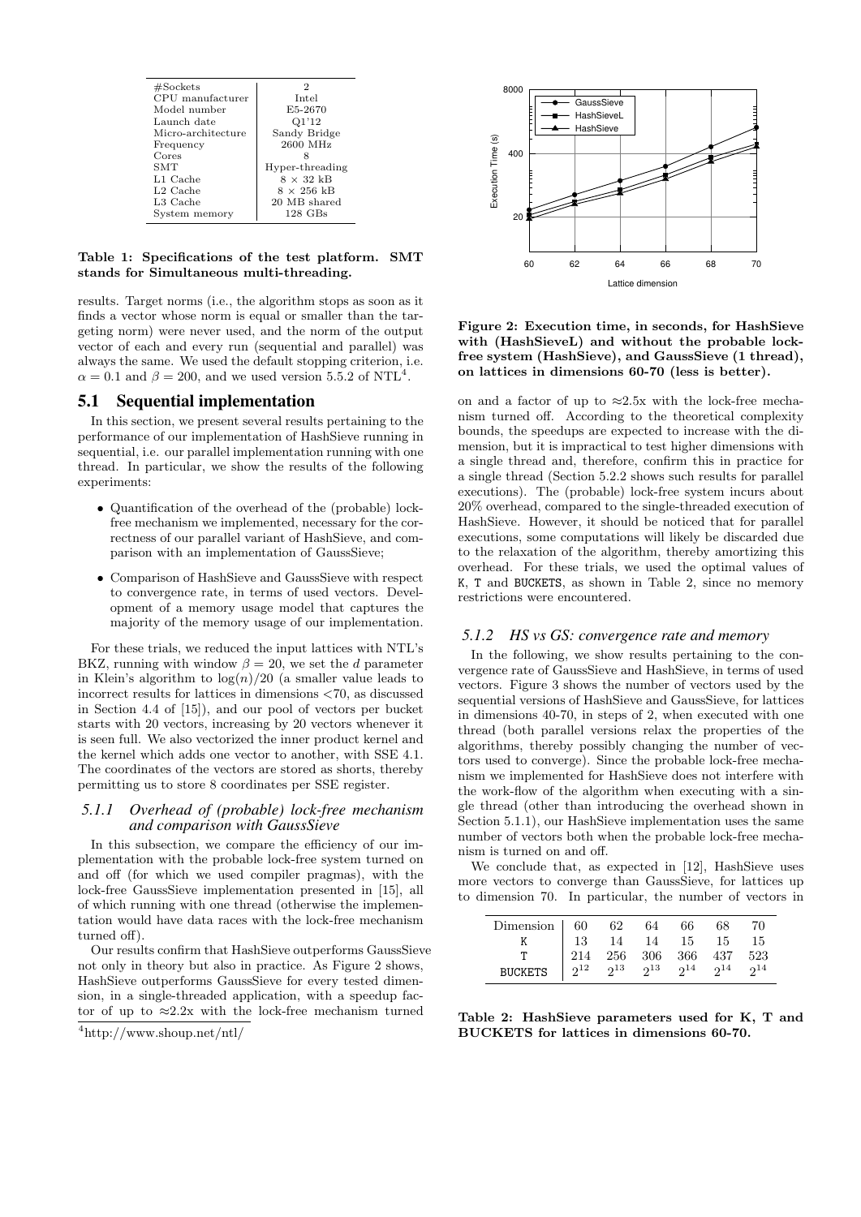| #Sockets | 2 |
|---|---|
| CPU manufacturer | Intel |
| Model number | E5-2670 |
| Launch date | Q1'12 |
| Micro-architecture | Sandy Bridge |
| Frequency | 2600 MHz |
| Cores | 8 |
| SMT | Hyper-threading |
| L1 Cache | 8 × 32 kB |
| L2 Cache | 8 × 256 kB |
| L3 Cache | 20 MB shared |
| System memory | 128 GBs |

**Table 1: Specifications of the test platform. SMT stands for Simultaneous multi-threading.**

results. Target norms (i.e., the algorithm stops as soon as it finds a vector whose norm is equal or smaller than the targeting norm) were never used, and the norm of the output vector of each and every run (sequential and parallel) was always the same. We used the default stopping criterion, i.e. $\alpha = 0.1$ and $\beta = 200$, and we used version 5.5.2 of NTL[4].

## 5.1 Sequential implementation

In this section, we present several results pertaining to the performance of our implementation of HashSieve running in sequential, i.e. our parallel implementation running with one thread. In particular, we show the results of the following experiments:

- Quantification of the overhead of the (probable) lock-free mechanism we implemented, necessary for the correctness of our parallel variant of HashSieve, and comparison with an implementation of GaussSieve;
- Comparison of HashSieve and GaussSieve with respect to convergence rate, in terms of used vectors. Development of a memory usage model that captures the majority of the memory usage of our implementation.

For these trials, we reduced the input lattices with NTL's BKZ, running with window $\beta = 20$, we set the $d$ parameter in Klein's algorithm to $\log(n)/20$ (a smaller value leads to incorrect results for lattices in dimensions <70, as discussed in Section 4.4 of [15]), and our pool of vectors per bucket starts with 20 vectors, increasing by 20 vectors whenever it is seen full. We also vectorized the inner product kernel and the kernel which adds one vector to another, with SSE 4.1. The coordinates of the vectors are stored as shorts, thereby permitting us to store 8 coordinates per SSE register.

### *5.1.1 Overhead of (probable) lock-free mechanism and comparison with GaussSieve*

In this subsection, we compare the efficiency of our implementation with the probable lock-free system turned on and off (for which we used compiler pragmas), with the lock-free GaussSieve implementation presented in [15], all of which running with one thread (otherwise the implementation would have data races with the lock-free mechanism turned off).

Our results confirm that HashSieve outperforms GaussSieve not only in theory but also in practice. As Figure 2 shows, HashSieve outperforms GaussSieve for every tested dimension, in a single-threaded application, with a speedup factor of up to ≈2.2x with the lock-free mechanism turned on and a factor of up to ≈2.5x with the lock-free mechanism turned off. According to the theoretical complexity bounds, the speedups are expected to increase with the dimension, but it is impractical to test higher dimensions with a single thread and, therefore, confirm this in practice for a single thread (Section 5.2.2 shows such results for parallel executions). The (probable) lock-free system incurs about 20% overhead, compared to the single-threaded execution of HashSieve. However, it should be noticed that for parallel executions, some computations will likely be discarded due to the relaxation of the algorithm, thereby amortizing this overhead. For these trials, we used the optimal values of K, T and BUCKETS, as shown in Table 2, since no memory restrictions were encountered.

[4]http://www.shoup.net/ntl/

**Figure 2: Execution time, in seconds, for HashSieve with (HashSieveL) and without the probable lock-free system (HashSieve), and GaussSieve (1 thread), on lattices in dimensions 60-70 (less is better).**

### *5.1.2 HS vs GS: convergence rate and memory*

In the following, we show results pertaining to the convergence rate of GaussSieve and HashSieve, in terms of used vectors. Figure 3 shows the number of vectors used by the sequential versions of HashSieve and GaussSieve, for lattices in dimensions 40-70, in steps of 2, when executed with one thread (both parallel versions relax the properties of the algorithms, thereby possibly changing the number of vectors used to converge). Since the probable lock-free mechanism we implemented for HashSieve does not interfere with the work-flow of the algorithm when executing with a single thread (other than introducing the overhead shown in Section 5.1.1), our HashSieve implementation uses the same number of vectors both when the probable lock-free mechanism is turned on and off.

We conclude that, as expected in [12], HashSieve uses more vectors to converge than GaussSieve, for lattices up to dimension 70. In particular, the number of vectors in

| Dimension | 60 | 62 | 64 | 66 | 68 | 70 |
|---|---|---|---|---|---|---|
| K | 13 | 14 | 14 | 15 | 15 | 15 |
| T | 214 | 256 | 306 | 366 | 437 | 523 |
| BUCKETS | $2^{12}$ | $2^{13}$ | $2^{13}$ | $2^{14}$ | $2^{14}$ | $2^{14}$ |

**Table 2: HashSieve parameters used for K, T and BUCKETS for lattices in dimensions 60-70.**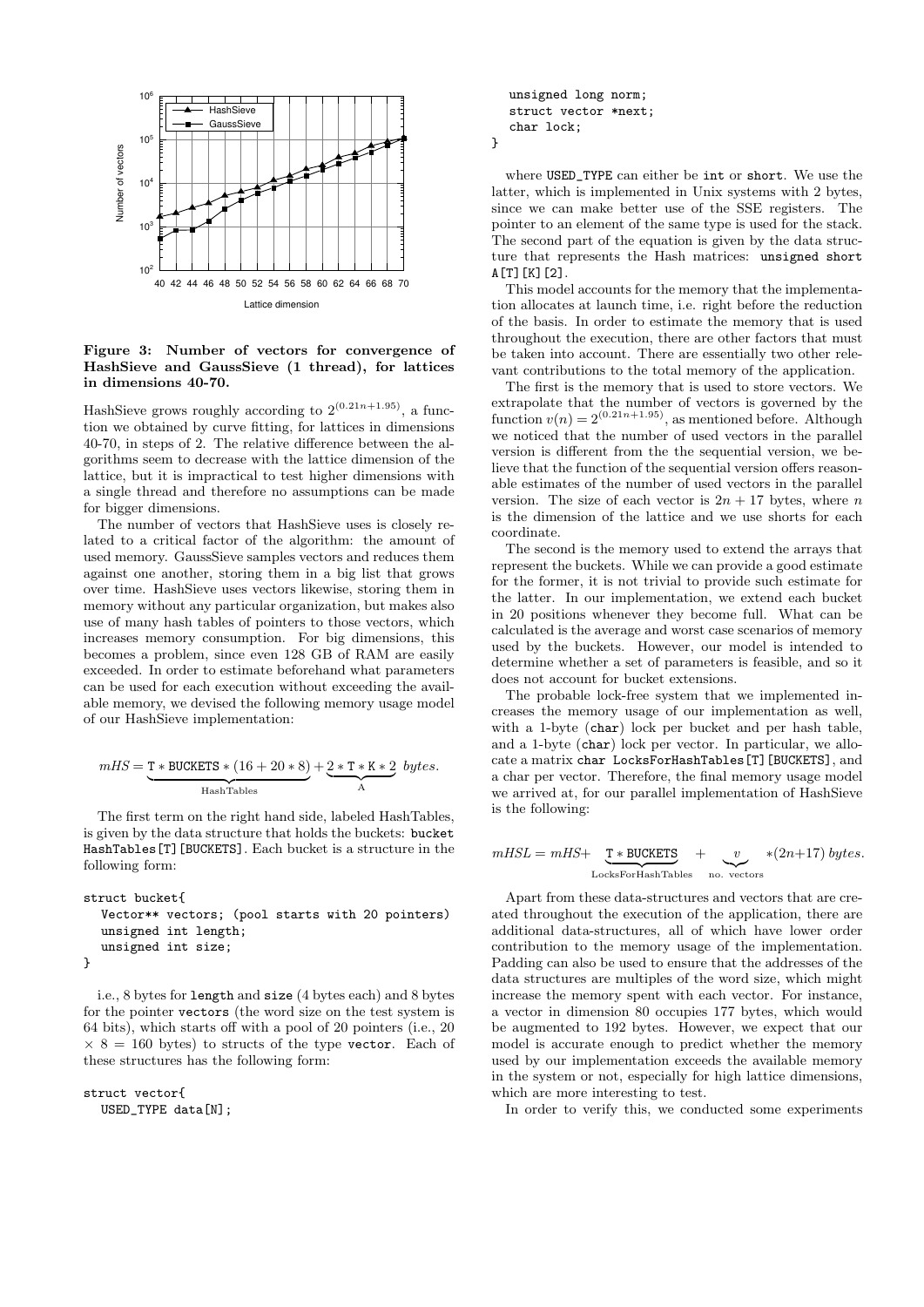**Figure 3: Number of vectors for convergence of HashSieve and GaussSieve (1 thread), for lattices in dimensions 40-70.**

HashSieve grows roughly according to $2^{(0.21n+1.95)}$, a function we obtained by curve fitting, for lattices in dimensions 40-70, in steps of 2. The relative difference between the algorithms seem to decrease with the lattice dimension of the lattice, but it is impractical to test higher dimensions with a single thread and therefore no assumptions can be made for bigger dimensions.

The number of vectors that HashSieve uses is closely related to a critical factor of the algorithm: the amount of used memory. GaussSieve samples vectors and reduces them against one another, storing them in a big list that grows over time. HashSieve uses vectors likewise, storing them in memory without any particular organization, but makes also use of many hash tables of pointers to those vectors, which increases memory consumption. For big dimensions, this becomes a problem, since even 128 GB of RAM are easily exceeded. In order to estimate beforehand what parameters can be used for each execution without exceeding the available memory, we devised the following memory usage model of our HashSieve implementation:

$$mHS = \underbrace{\texttt{T} * \texttt{BUCKETS} * (16 + 20 * 8)}_{\text{HashTables}} + \underbrace{2 * \texttt{T} * \texttt{K} * 2}_{\text{A}} \; bytes.$$

The first term on the right hand side, labeled HashTables, is given by the data structure that holds the buckets: `bucket HashTables[T][BUCKETS]`. Each bucket is a structure in the following form:

```
struct bucket{
   Vector** vectors; (pool starts with 20 pointers)
   unsigned int length;
   unsigned int size;
}
```

i.e., 8 bytes for `length` and `size` (4 bytes each) and 8 bytes for the pointer `vectors` (the word size on the test system is 64 bits), which starts off with a pool of 20 pointers (i.e., 20 $\times$ 8 = 160 bytes) to structs of the type `vector`. Each of these structures has the following form:

```
struct vector{
   USED_TYPE data[N];
   unsigned long norm;
   struct vector *next;
   char lock;
}
```

where `USED_TYPE` can either be `int` or `short`. We use the latter, which is implemented in Unix systems with 2 bytes, since we can make better use of the SSE registers. The pointer to an element of the same type is used for the stack. The second part of the equation is given by the data structure that represents the Hash matrices: `unsigned short A[T][K][2]`.

This model accounts for the memory that the implementation allocates at launch time, i.e. right before the reduction of the basis. In order to estimate the memory that is used throughout the execution, there are other factors that must be taken into account. There are essentially two other relevant contributions to the total memory of the application.

The first is the memory that is used to store vectors. We extrapolate that the number of vectors is governed by the function $v(n) = 2^{(0.21n+1.95)}$, as mentioned before. Although we noticed that the number of used vectors in the parallel version is different from the the sequential version, we believe that the function of the sequential version offers reasonable estimates of the number of used vectors in the parallel version. The size of each vector is $2n + 17$ bytes, where $n$ is the dimension of the lattice and we use shorts for each coordinate.

The second is the memory used to extend the arrays that represent the buckets. While we can provide a good estimate for the former, it is not trivial to provide such estimate for the latter. In our implementation, we extend each bucket in 20 positions whenever they become full. What can be calculated is the average and worst case scenarios of memory used by the buckets. However, our model is intended to determine whether a set of parameters is feasible, and so it does not account for bucket extensions.

The probable lock-free system that we implemented increases the memory usage of our implementation as well, with a 1-byte (`char`) lock per bucket and per hash table, and a 1-byte (`char`) lock per vector. In particular, we allocate a matrix `char LocksForHashTables[T][BUCKETS]`, and a char per vector. Therefore, the final memory usage model we arrived at, for our parallel implementation of HashSieve is the following:

$$mHSL = mHS + \underbrace{\texttt{T} * \texttt{BUCKETS}}_{\text{LocksForHashTables}} + \underbrace{v}_{\text{no. vectors}} * (2n{+}17) \; bytes.$$

Apart from these data-structures and vectors that are created throughout the execution of the application, there are additional data-structures, all of which have lower order contribution to the memory usage of the implementation. Padding can also be used to ensure that the addresses of the data structures are multiples of the word size, which might increase the memory spent with each vector. For instance, a vector in dimension 80 occupies 177 bytes, which would be augmented to 192 bytes. However, we expect that our model is accurate enough to predict whether the memory used by our implementation exceeds the available memory in the system or not, especially for high lattice dimensions, which are more interesting to test.

In order to verify this, we conducted some experiments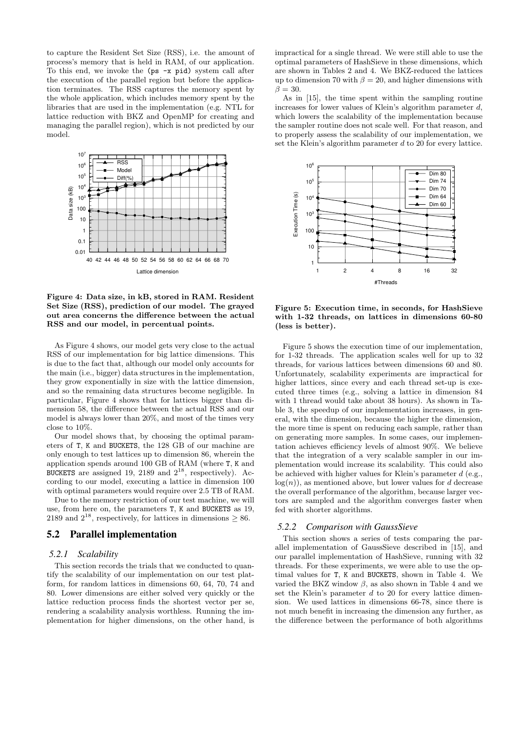to capture the Resident Set Size (RSS), i.e. the amount of process's memory that is held in RAM, of our application. To this end, we invoke the (ps -x pid) system call after the execution of the parallel region but before the application terminates. The RSS captures the memory spent by the whole application, which includes memory spent by the libraries that are used in the implementation (e.g. NTL for lattice reduction with BKZ and OpenMP for creating and managing the parallel region), which is not predicted by our model.

**Figure 4: Data size, in kB, stored in RAM. Resident Set Size (RSS), prediction of our model. The grayed out area concerns the difference between the actual RSS and our model, in percentual points.**

As Figure 4 shows, our model gets very close to the actual RSS of our implementation for big lattice dimensions. This is due to the fact that, although our model only accounts for the main (i.e., bigger) data structures in the implementation, they grow exponentially in size with the lattice dimension, and so the remaining data structures become negligible. In particular, Figure 4 shows that for lattices bigger than dimension 58, the difference between the actual RSS and our model is always lower than 20%, and most of the times very close to 10%.

Our model shows that, by choosing the optimal parameters of T, K and BUCKETS, the 128 GB of our machine are only enough to test lattices up to dimension 86, wherein the application spends around 100 GB of RAM (where T, K and BUCKETS are assigned 19, 2189 and $2^{18}$, respectively). According to our model, executing a lattice in dimension 100 with optimal parameters would require over 2.5 TB of RAM.

Due to the memory restriction of our test machine, we will use, from here on, the parameters T, K and BUCKETS as 19, 2189 and $2^{18}$, respectively, for lattices in dimensions $\geq 86$.

## 5.2 Parallel implementation

### 5.2.1 Scalability

This section records the trials that we conducted to quantify the scalability of our implementation on our test platform, for random lattices in dimensions 60, 64, 70, 74 and 80. Lower dimensions are either solved very quickly or the lattice reduction process finds the shortest vector per se, rendering a scalability analysis worthless. Running the implementation for higher dimensions, on the other hand, is impractical for a single thread. We were still able to use the optimal parameters of HashSieve in these dimensions, which are shown in Tables 2 and 4. We BKZ-reduced the lattices up to dimension 70 with $\beta = 20$, and higher dimensions with $\beta = 30$.

As in [15], the time spent within the sampling routine increases for lower values of Klein's algorithm parameter $d$, which lowers the scalability of the implementation because the sampler routine does not scale well. For that reason, and to properly assess the scalability of our implementation, we set the Klein's algorithm parameter $d$ to 20 for every lattice.

**Figure 5: Execution time, in seconds, for HashSieve with 1-32 threads, on lattices in dimensions 60-80 (less is better).**

Figure 5 shows the execution time of our implementation, for 1-32 threads. The application scales well for up to 32 threads, for various lattices between dimensions 60 and 80. Unfortunately, scalability experiments are impractical for higher lattices, since every and each thread set-up is executed three times (e.g., solving a lattice in dimension 84 with 1 thread would take about 38 hours). As shown in Table 3, the speedup of our implementation increases, in general, with the dimension, because the higher the dimension, the more time is spent on reducing each sample, rather than on generating more samples. In some cases, our implementation achieves efficiency levels of almost 90%. We believe that the integration of a very scalable sampler in our implementation would increase its scalability. This could also be achieved with higher values for Klein's parameter $d$ (e.g., $\log(n)$), as mentioned above, but lower values for $d$ decrease the overall performance of the algorithm, because larger vectors are sampled and the algorithm converges faster when fed with shorter algorithms.

### 5.2.2 Comparison with GaussSieve

This section shows a series of tests comparing the parallel implementation of GaussSieve described in [15], and our parallel implementation of HashSieve, running with 32 threads. For these experiments, we were able to use the optimal values for T, K and BUCKETS, shown in Table 4. We varied the BKZ window $\beta$, as also shown in Table 4 and we set the Klein's parameter $d$ to 20 for every lattice dimension. We used lattices in dimensions 66-78, since there is not much benefit in increasing the dimension any further, as the difference between the performance of both algorithms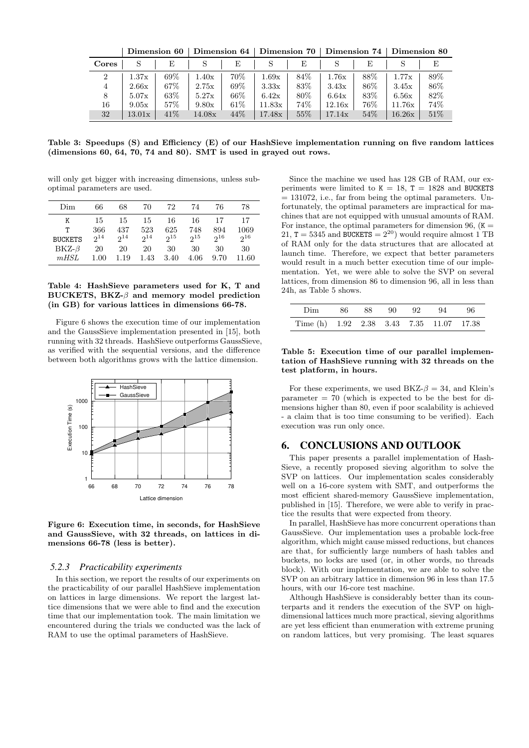| | Dimension 60 | | Dimension 64 | | Dimension 70 | | Dimension 74 | | Dimension 80 | |
|---|---|---|---|---|---|---|---|---|---|---|
| **Cores** | S | E | S | E | S | E | S | E | S | E |
| 2 | 1.37x | 69% | 1.40x | 70% | 1.69x | 84% | 1.76x | 88% | 1.77x | 89% |
| 4 | 2.66x | 67% | 2.75x | 69% | 3.33x | 83% | 3.43x | 86% | 3.45x | 86% |
| 8 | 5.07x | 63% | 5.27x | 66% | 6.42x | 80% | 6.64x | 83% | 6.56x | 82% |
| 16 | 9.05x | 57% | 9.80x | 61% | 11.83x | 74% | 12.16x | 76% | 11.76x | 74% |
| 32 | 13.01x | 41% | 14.08x | 44% | 17.48x | 55% | 17.14x | 54% | 16.26x | 51% |

**Table 3: Speedups (S) and Efficiency (E) of our HashSieve implementation running on five random lattices (dimensions 60, 64, 70, 74 and 80). SMT is used in grayed out rows.**

will only get bigger with increasing dimensions, unless suboptimal parameters are used.

| Dim | 66 | 68 | 70 | 72 | 74 | 76 | 78 |
|---|---|---|---|---|---|---|---|
| K | 15 | 15 | 15 | 16 | 16 | 17 | 17 |
| T | 366 | 437 | 523 | 625 | 748 | 894 | 1069 |
| BUCKETS | $2^{14}$ | $2^{14}$ | $2^{14}$ | $2^{15}$ | $2^{15}$ | $2^{16}$ | $2^{16}$ |
| BKZ-$\beta$ | 20 | 20 | 20 | 30 | 30 | 30 | 30 |
| *mHSL* | 1.00 | 1.19 | 1.43 | 3.40 | 4.06 | 9.70 | 11.60 |

**Table 4: HashSieve parameters used for K, T and BUCKETS, BKZ-$\beta$ and memory model prediction (in GB) for various lattices in dimensions 66-78.**

Figure 6 shows the execution time of our implementation and the GaussSieve implementation presented in [15], both running with 32 threads. HashSieve outperforms GaussSieve, as verified with the sequential versions, and the difference between both algorithms grows with the lattice dimension.

**Figure 6: Execution time, in seconds, for HashSieve and GaussSieve, with 32 threads, on lattices in dimensions 66-78 (less is better).**

### *5.2.3 Practicability experiments*

In this section, we report the results of our experiments on the practicability of our parallel HashSieve implementation on lattices in large dimensions. We report the largest lattice dimensions that we were able to find and the execution time that our implementation took. The main limitation we encountered during the trials we conducted was the lack of RAM to use the optimal parameters of HashSieve.

Since the machine we used has 128 GB of RAM, our experiments were limited to K = 18, T = 1828 and BUCKETS = 131072, i.e., far from being the optimal parameters. Unfortunately, the optimal parameters are impractical for machines that are not equipped with unusual amounts of RAM. For instance, the optimal parameters for dimension 96, (K = 21, T = 5345 and BUCKETS = $2^{20}$) would require almost 1 TB of RAM only for the data structures that are allocated at launch time. Therefore, we expect that better parameters would result in a much better execution time of our implementation. Yet, we were able to solve the SVP on several lattices, from dimension 86 to dimension 96, all in less than 24h, as Table 5 shows.

| Dim | 86 | 88 | 90 | 92 | 94 | 96 |
|---|---|---|---|---|---|---|
| Time (h) | 1.92 | 2.38 | 3.43 | 7.35 | 11.07 | 17.38 |

**Table 5: Execution time of our parallel implementation of HashSieve running with 32 threads on the test platform, in hours.**

For these experiments, we used BKZ-$\beta$ = 34, and Klein's parameter = 70 (which is expected to be the best for dimensions higher than 80, even if poor scalability is achieved - a claim that is too time consuming to be verified). Each execution was run only once.

## 6. CONCLUSIONS AND OUTLOOK

This paper presents a parallel implementation of HashSieve, a recently proposed sieving algorithm to solve the SVP on lattices. Our implementation scales considerably well on a 16-core system with SMT, and outperforms the most efficient shared-memory GaussSieve implementation, published in [15]. Therefore, we were able to verify in practice the results that were expected from theory.

In parallel, HashSieve has more concurrent operations than GaussSieve. Our implementation uses a probable lock-free algorithm, which might cause missed reductions, but chances are that, for sufficiently large numbers of hash tables and buckets, no locks are used (or, in other words, no threads block). With our implementation, we are able to solve the SVP on an arbitrary lattice in dimension 96 in less than 17.5 hours, with our 16-core test machine.

Although HashSieve is considerably better than its counterparts and it renders the execution of the SVP on high-dimensional lattices much more practical, sieving algorithms are yet less efficient than enumeration with extreme pruning on random lattices, but very promising. The least squares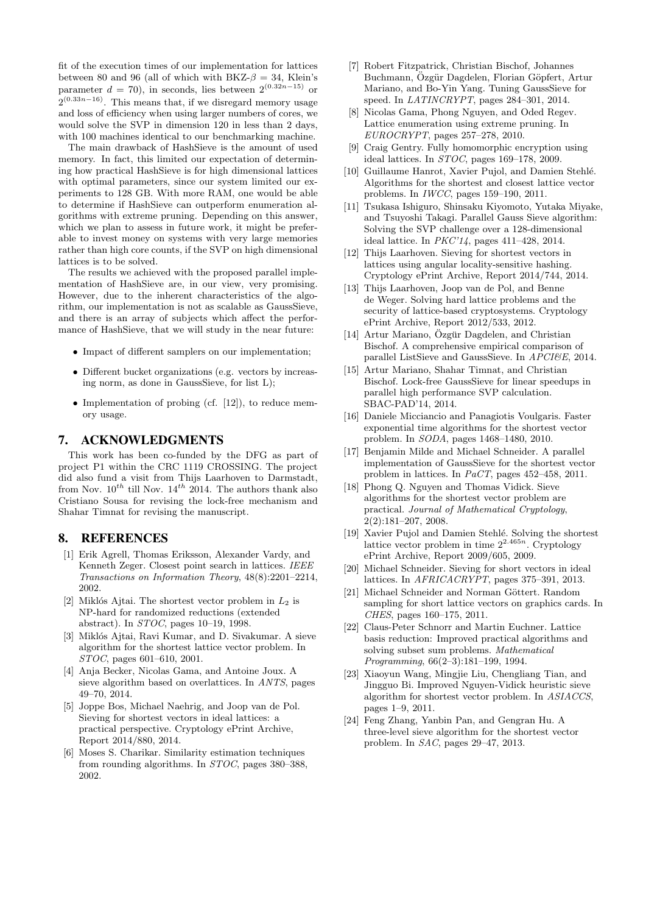fit of the execution times of our implementation for lattices between 80 and 96 (all of which with BKZ-$\beta = 34$, Klein's parameter $d = 70$), in seconds, lies between $2^{(0.32n-15)}$ or $2^{(0.33n-16)}$. This means that, if we disregard memory usage and loss of efficiency when using larger numbers of cores, we would solve the SVP in dimension 120 in less than 2 days, with 100 machines identical to our benchmarking machine.

The main drawback of HashSieve is the amount of used memory. In fact, this limited our expectation of determining how practical HashSieve is for high dimensional lattices with optimal parameters, since our system limited our experiments to 128 GB. With more RAM, one would be able to determine if HashSieve can outperform enumeration algorithms with extreme pruning. Depending on this answer, which we plan to assess in future work, it might be preferable to invest money on systems with very large memories rather than high core counts, if the SVP on high dimensional lattices is to be solved.

The results we achieved with the proposed parallel implementation of HashSieve are, in our view, very promising. However, due to the inherent characteristics of the algorithm, our implementation is not as scalable as GaussSieve, and there is an array of subjects which affect the performance of HashSieve, that we will study in the near future:

- Impact of different samplers on our implementation;
- Different bucket organizations (e.g. vectors by increasing norm, as done in GaussSieve, for list L);
- Implementation of probing (cf. [12]), to reduce memory usage.

## 7. ACKNOWLEDGMENTS

This work has been co-funded by the DFG as part of project P1 within the CRC 1119 CROSSING. The project did also fund a visit from Thijs Laarhoven to Darmstadt, from Nov. $10^{th}$ till Nov. $14^{th}$ 2014. The authors thank also Cristiano Sousa for revising the lock-free mechanism and Shahar Timnat for revising the manuscript.

## 8. REFERENCES

[1] Erik Agrell, Thomas Eriksson, Alexander Vardy, and Kenneth Zeger. Closest point search in lattices. *IEEE Transactions on Information Theory*, 48(8):2201–2214, 2002.

[2] Miklós Ajtai. The shortest vector problem in $L_2$ is NP-hard for randomized reductions (extended abstract). In *STOC*, pages 10–19, 1998.

[3] Miklós Ajtai, Ravi Kumar, and D. Sivakumar. A sieve algorithm for the shortest lattice vector problem. In *STOC*, pages 601–610, 2001.

[4] Anja Becker, Nicolas Gama, and Antoine Joux. A sieve algorithm based on overlattices. In *ANTS*, pages 49–70, 2014.

[5] Joppe Bos, Michael Naehrig, and Joop van de Pol. Sieving for shortest vectors in ideal lattices: a practical perspective. Cryptology ePrint Archive, Report 2014/880, 2014.

[6] Moses S. Charikar. Similarity estimation techniques from rounding algorithms. In *STOC*, pages 380–388, 2002.

[7] Robert Fitzpatrick, Christian Bischof, Johannes Buchmann, Özgür Dagdelen, Florian Göpfert, Artur Mariano, and Bo-Yin Yang. Tuning GaussSieve for speed. In *LATINCRYPT*, pages 284–301, 2014.

[8] Nicolas Gama, Phong Nguyen, and Oded Regev. Lattice enumeration using extreme pruning. In *EUROCRYPT*, pages 257–278, 2010.

[9] Craig Gentry. Fully homomorphic encryption using ideal lattices. In *STOC*, pages 169–178, 2009.

[10] Guillaume Hanrot, Xavier Pujol, and Damien Stehlé. Algorithms for the shortest and closest lattice vector problems. In *IWCC*, pages 159–190, 2011.

[11] Tsukasa Ishiguro, Shinsaku Kiyomoto, Yutaka Miyake, and Tsuyoshi Takagi. Parallel Gauss Sieve algorithm: Solving the SVP challenge over a 128-dimensional ideal lattice. In *PKC'14*, pages 411–428, 2014.

[12] Thijs Laarhoven. Sieving for shortest vectors in lattices using angular locality-sensitive hashing. Cryptology ePrint Archive, Report 2014/744, 2014.

[13] Thijs Laarhoven, Joop van de Pol, and Benne de Weger. Solving hard lattice problems and the security of lattice-based cryptosystems. Cryptology ePrint Archive, Report 2012/533, 2012.

[14] Artur Mariano, Özgür Dagdelen, and Christian Bischof. A comprehensive empirical comparison of parallel ListSieve and GaussSieve. In *APCI&E*, 2014.

[15] Artur Mariano, Shahar Timnat, and Christian Bischof. Lock-free GaussSieve for linear speedups in parallel high performance SVP calculation. SBAC-PAD'14, 2014.

[16] Daniele Micciancio and Panagiotis Voulgaris. Faster exponential time algorithms for the shortest vector problem. In *SODA*, pages 1468–1480, 2010.

[17] Benjamin Milde and Michael Schneider. A parallel implementation of GaussSieve for the shortest vector problem in lattices. In *PaCT*, pages 452–458, 2011.

[18] Phong Q. Nguyen and Thomas Vidick. Sieve algorithms for the shortest vector problem are practical. *Journal of Mathematical Cryptology*, 2(2):181–207, 2008.

[19] Xavier Pujol and Damien Stehlé. Solving the shortest lattice vector problem in time $2^{2.465n}$. Cryptology ePrint Archive, Report 2009/605, 2009.

[20] Michael Schneider. Sieving for short vectors in ideal lattices. In *AFRICACRYPT*, pages 375–391, 2013.

[21] Michael Schneider and Norman Göttert. Random sampling for short lattice vectors on graphics cards. In *CHES*, pages 160–175, 2011.

[22] Claus-Peter Schnorr and Martin Euchner. Lattice basis reduction: Improved practical algorithms and solving subset sum problems. *Mathematical Programming*, 66(2–3):181–199, 1994.

[23] Xiaoyun Wang, Mingjie Liu, Chengliang Tian, and Jingguo Bi. Improved Nguyen-Vidick heuristic sieve algorithm for shortest vector problem. In *ASIACCS*, pages 1–9, 2011.

[24] Feng Zhang, Yanbin Pan, and Gengran Hu. A three-level sieve algorithm for the shortest vector problem. In *SAC*, pages 29–47, 2013.